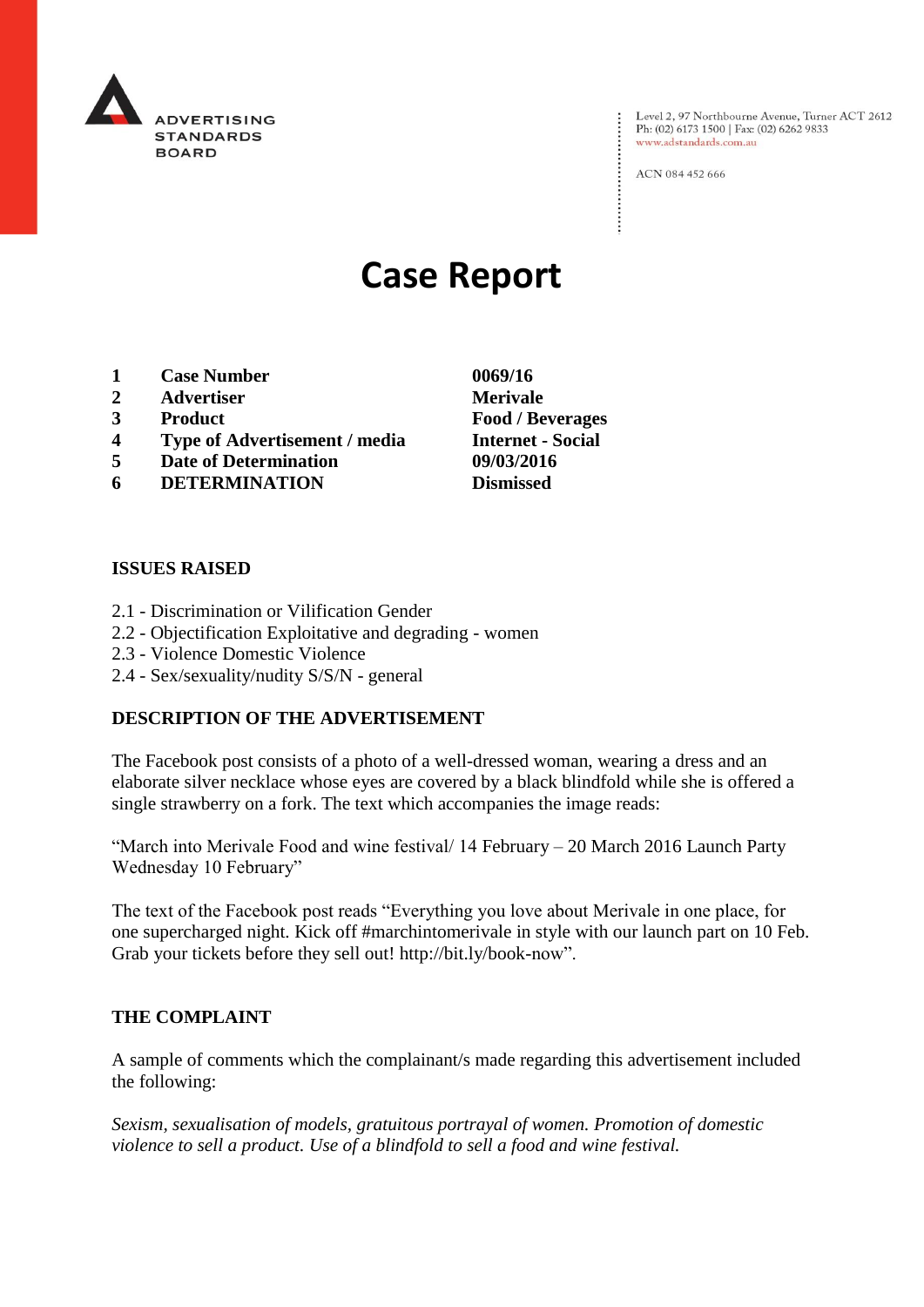ADVERTISING STANDARDS BOARD

Level 2, 97 Northbourne Avenue, Turner ACT 2612
Ph: (02) 6173 1500 | Fax: (02) 6262 9833
www.adstandards.com.au

ACN 084 452 666

# Case Report

| | | |
|---|---|---|
| **1** | **Case Number** | **0069/16** |
| **2** | **Advertiser** | **Merivale** |
| **3** | **Product** | **Food / Beverages** |
| **4** | **Type of Advertisement / media** | **Internet - Social** |
| **5** | **Date of Determination** | **09/03/2016** |
| **6** | **DETERMINATION** | **Dismissed** |

## ISSUES RAISED

2.1 - Discrimination or Vilification Gender
2.2 - Objectification Exploitative and degrading - women
2.3 - Violence Domestic Violence
2.4 - Sex/sexuality/nudity S/S/N - general

## DESCRIPTION OF THE ADVERTISEMENT

The Facebook post consists of a photo of a well-dressed woman, wearing a dress and an elaborate silver necklace whose eyes are covered by a black blindfold while she is offered a single strawberry on a fork. The text which accompanies the image reads:

"March into Merivale Food and wine festival/ 14 February – 20 March 2016 Launch Party Wednesday 10 February"

The text of the Facebook post reads "Everything you love about Merivale in one place, for one supercharged night. Kick off #marchintomerivale in style with our launch part on 10 Feb. Grab your tickets before they sell out! http://bit.ly/book-now".

## THE COMPLAINT

A sample of comments which the complainant/s made regarding this advertisement included the following:

*Sexism, sexualisation of models, gratuitous portrayal of women. Promotion of domestic violence to sell a product. Use of a blindfold to sell a food and wine festival.*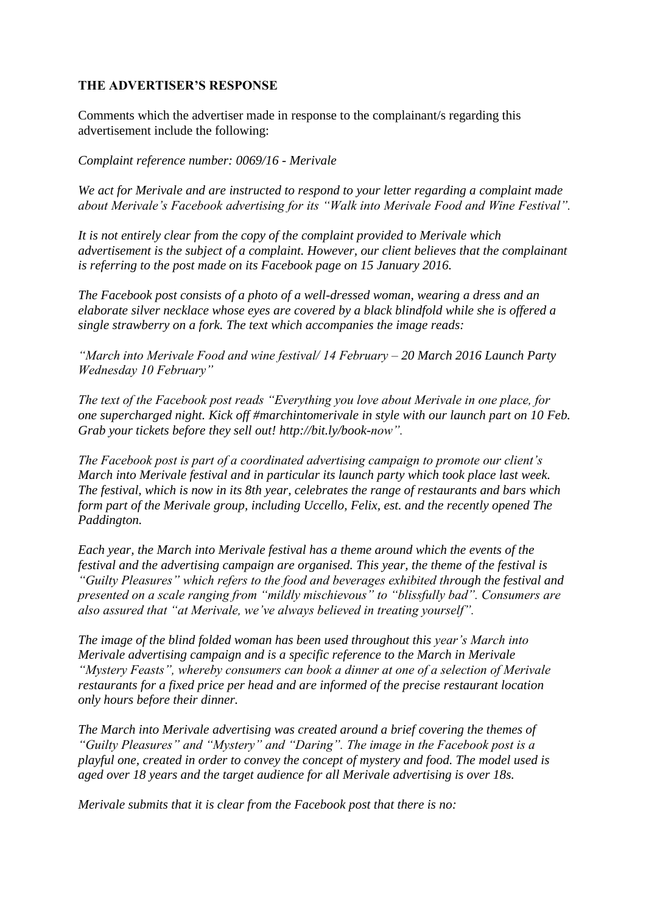**THE ADVERTISER'S RESPONSE**

Comments which the advertiser made in response to the complainant/s regarding this advertisement include the following:

*Complaint reference number: 0069/16 - Merivale*

*We act for Merivale and are instructed to respond to your letter regarding a complaint made about Merivale's Facebook advertising for its "Walk into Merivale Food and Wine Festival".*

*It is not entirely clear from the copy of the complaint provided to Merivale which advertisement is the subject of a complaint. However, our client believes that the complainant is referring to the post made on its Facebook page on 15 January 2016.*

*The Facebook post consists of a photo of a well-dressed woman, wearing a dress and an elaborate silver necklace whose eyes are covered by a black blindfold while she is offered a single strawberry on a fork. The text which accompanies the image reads:*

*"March into Merivale Food and wine festival/ 14 February – 20 March 2016 Launch Party Wednesday 10 February"*

*The text of the Facebook post reads "Everything you love about Merivale in one place, for one supercharged night. Kick off #marchintomerivale in style with our launch part on 10 Feb. Grab your tickets before they sell out! http://bit.ly/book-now".*

*The Facebook post is part of a coordinated advertising campaign to promote our client's March into Merivale festival and in particular its launch party which took place last week. The festival, which is now in its 8th year, celebrates the range of restaurants and bars which form part of the Merivale group, including Uccello, Felix, est. and the recently opened The Paddington.*

*Each year, the March into Merivale festival has a theme around which the events of the festival and the advertising campaign are organised. This year, the theme of the festival is "Guilty Pleasures" which refers to the food and beverages exhibited through the festival and presented on a scale ranging from "mildly mischievous" to "blissfully bad". Consumers are also assured that "at Merivale, we've always believed in treating yourself".*

*The image of the blind folded woman has been used throughout this year's March into Merivale advertising campaign and is a specific reference to the March in Merivale "Mystery Feasts", whereby consumers can book a dinner at one of a selection of Merivale restaurants for a fixed price per head and are informed of the precise restaurant location only hours before their dinner.*

*The March into Merivale advertising was created around a brief covering the themes of "Guilty Pleasures" and "Mystery" and "Daring". The image in the Facebook post is a playful one, created in order to convey the concept of mystery and food. The model used is aged over 18 years and the target audience for all Merivale advertising is over 18s.*

*Merivale submits that it is clear from the Facebook post that there is no:*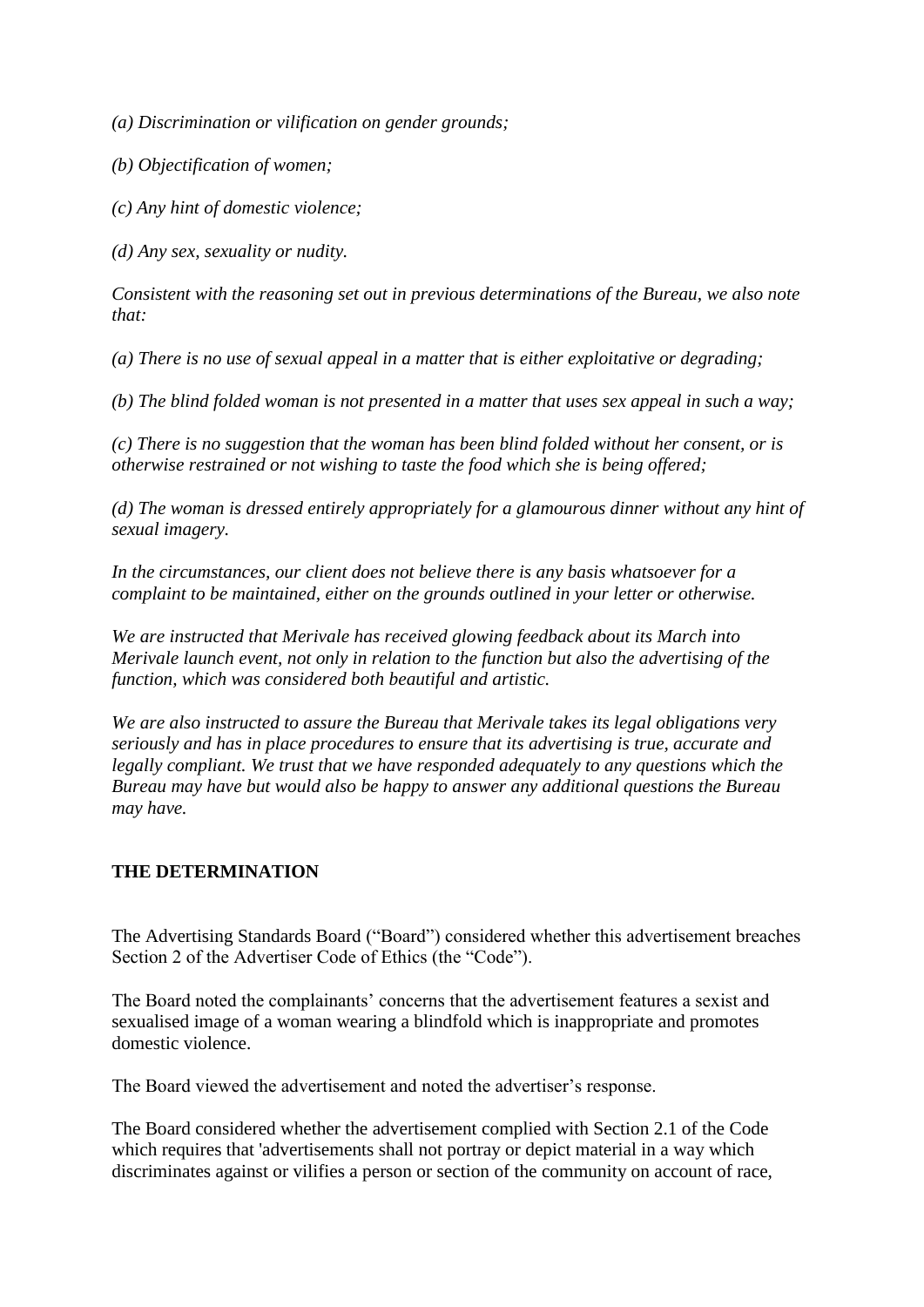*(a) Discrimination or vilification on gender grounds;*

*(b) Objectification of women;*

*(c) Any hint of domestic violence;*

*(d) Any sex, sexuality or nudity.*

*Consistent with the reasoning set out in previous determinations of the Bureau, we also note that:*

*(a) There is no use of sexual appeal in a matter that is either exploitative or degrading;*

*(b) The blind folded woman is not presented in a matter that uses sex appeal in such a way;*

*(c) There is no suggestion that the woman has been blind folded without her consent, or is otherwise restrained or not wishing to taste the food which she is being offered;*

*(d) The woman is dressed entirely appropriately for a glamourous dinner without any hint of sexual imagery.*

*In the circumstances, our client does not believe there is any basis whatsoever for a complaint to be maintained, either on the grounds outlined in your letter or otherwise.*

*We are instructed that Merivale has received glowing feedback about its March into Merivale launch event, not only in relation to the function but also the advertising of the function, which was considered both beautiful and artistic.*

*We are also instructed to assure the Bureau that Merivale takes its legal obligations very seriously and has in place procedures to ensure that its advertising is true, accurate and legally compliant. We trust that we have responded adequately to any questions which the Bureau may have but would also be happy to answer any additional questions the Bureau may have.*

## THE DETERMINATION

The Advertising Standards Board ("Board") considered whether this advertisement breaches Section 2 of the Advertiser Code of Ethics (the "Code").

The Board noted the complainants' concerns that the advertisement features a sexist and sexualised image of a woman wearing a blindfold which is inappropriate and promotes domestic violence.

The Board viewed the advertisement and noted the advertiser's response.

The Board considered whether the advertisement complied with Section 2.1 of the Code which requires that 'advertisements shall not portray or depict material in a way which discriminates against or vilifies a person or section of the community on account of race,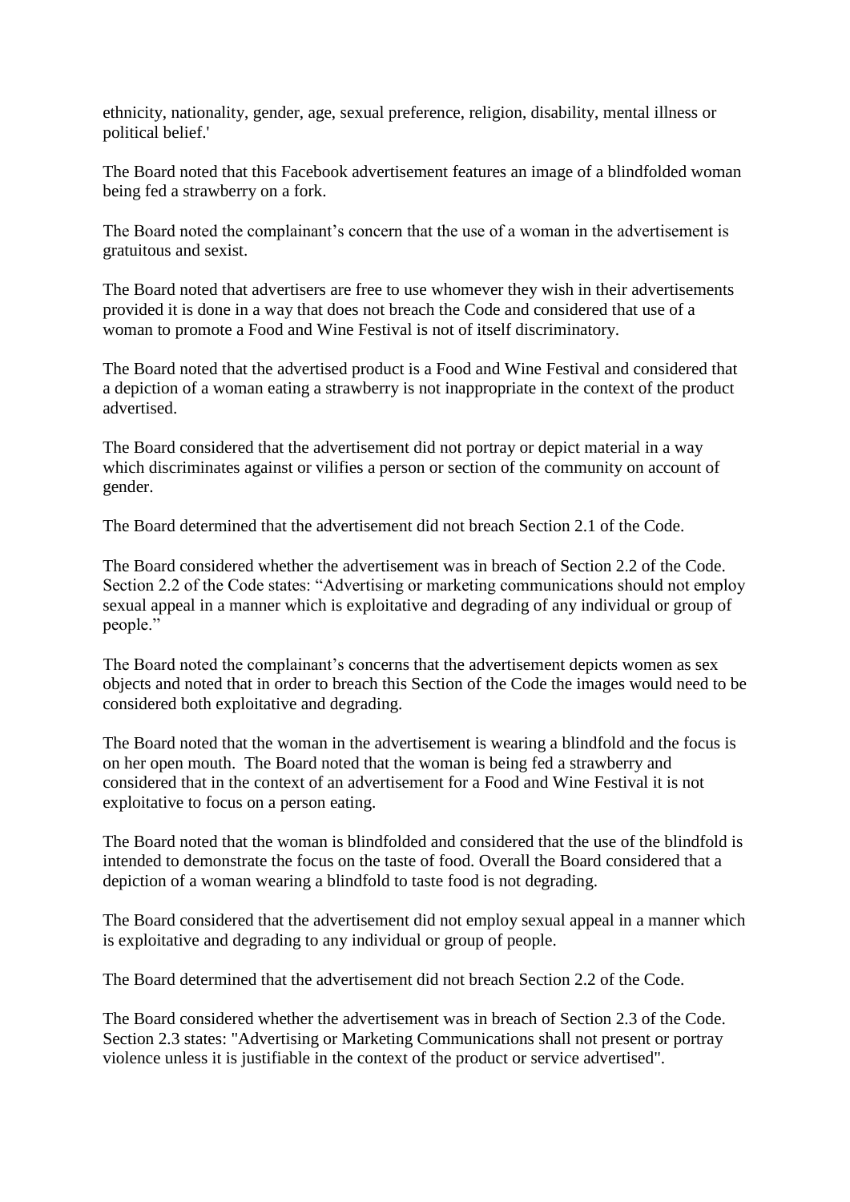ethnicity, nationality, gender, age, sexual preference, religion, disability, mental illness or political belief.'

The Board noted that this Facebook advertisement features an image of a blindfolded woman being fed a strawberry on a fork.

The Board noted the complainant's concern that the use of a woman in the advertisement is gratuitous and sexist.

The Board noted that advertisers are free to use whomever they wish in their advertisements provided it is done in a way that does not breach the Code and considered that use of a woman to promote a Food and Wine Festival is not of itself discriminatory.

The Board noted that the advertised product is a Food and Wine Festival and considered that a depiction of a woman eating a strawberry is not inappropriate in the context of the product advertised.

The Board considered that the advertisement did not portray or depict material in a way which discriminates against or vilifies a person or section of the community on account of gender.

The Board determined that the advertisement did not breach Section 2.1 of the Code.

The Board considered whether the advertisement was in breach of Section 2.2 of the Code. Section 2.2 of the Code states: "Advertising or marketing communications should not employ sexual appeal in a manner which is exploitative and degrading of any individual or group of people."

The Board noted the complainant's concerns that the advertisement depicts women as sex objects and noted that in order to breach this Section of the Code the images would need to be considered both exploitative and degrading.

The Board noted that the woman in the advertisement is wearing a blindfold and the focus is on her open mouth. The Board noted that the woman is being fed a strawberry and considered that in the context of an advertisement for a Food and Wine Festival it is not exploitative to focus on a person eating.

The Board noted that the woman is blindfolded and considered that the use of the blindfold is intended to demonstrate the focus on the taste of food. Overall the Board considered that a depiction of a woman wearing a blindfold to taste food is not degrading.

The Board considered that the advertisement did not employ sexual appeal in a manner which is exploitative and degrading to any individual or group of people.

The Board determined that the advertisement did not breach Section 2.2 of the Code.

The Board considered whether the advertisement was in breach of Section 2.3 of the Code. Section 2.3 states: "Advertising or Marketing Communications shall not present or portray violence unless it is justifiable in the context of the product or service advertised".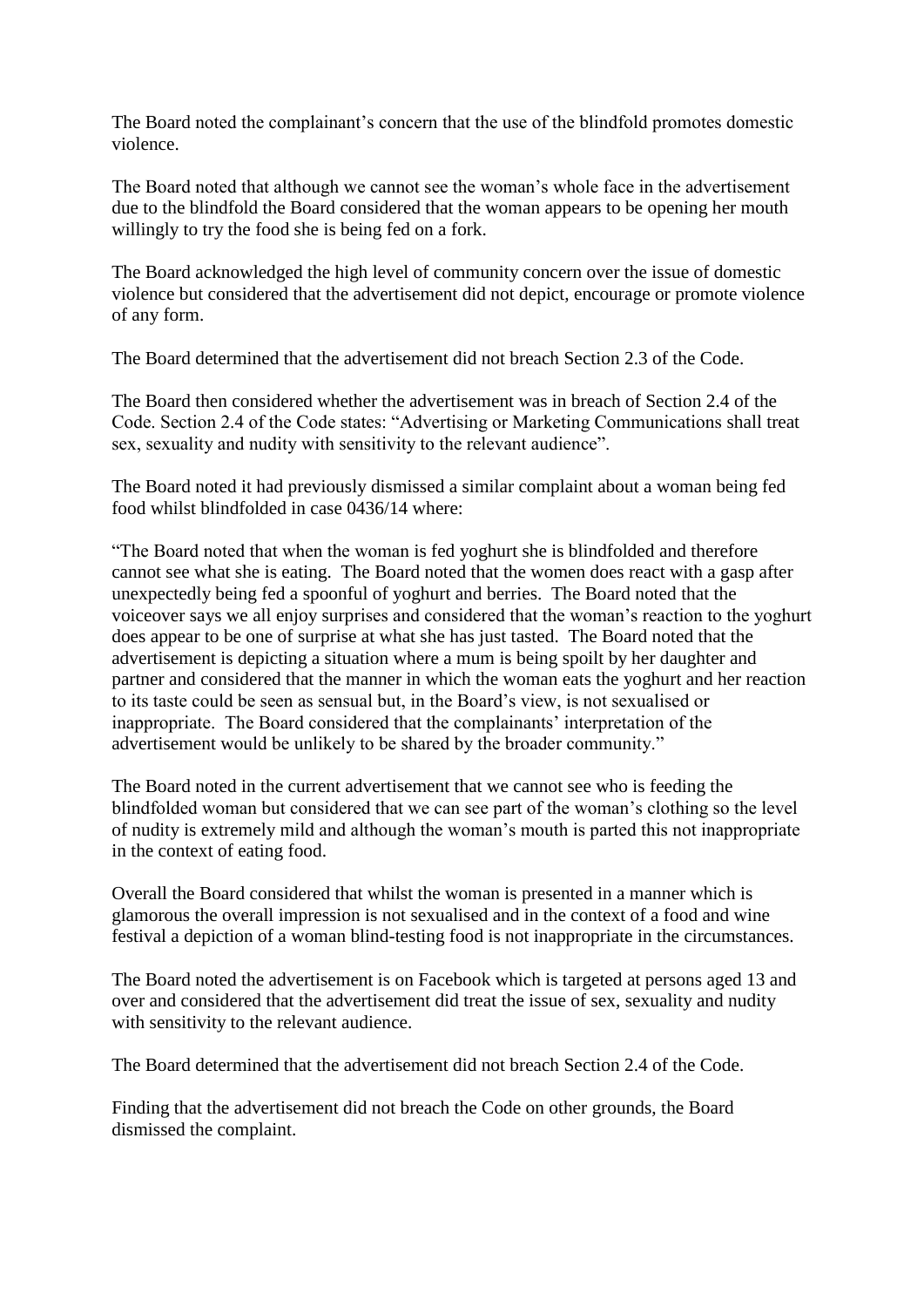The Board noted the complainant's concern that the use of the blindfold promotes domestic violence.

The Board noted that although we cannot see the woman's whole face in the advertisement due to the blindfold the Board considered that the woman appears to be opening her mouth willingly to try the food she is being fed on a fork.

The Board acknowledged the high level of community concern over the issue of domestic violence but considered that the advertisement did not depict, encourage or promote violence of any form.

The Board determined that the advertisement did not breach Section 2.3 of the Code.

The Board then considered whether the advertisement was in breach of Section 2.4 of the Code. Section 2.4 of the Code states: "Advertising or Marketing Communications shall treat sex, sexuality and nudity with sensitivity to the relevant audience".

The Board noted it had previously dismissed a similar complaint about a woman being fed food whilst blindfolded in case 0436/14 where:

"The Board noted that when the woman is fed yoghurt she is blindfolded and therefore cannot see what she is eating. The Board noted that the women does react with a gasp after unexpectedly being fed a spoonful of yoghurt and berries. The Board noted that the voiceover says we all enjoy surprises and considered that the woman's reaction to the yoghurt does appear to be one of surprise at what she has just tasted. The Board noted that the advertisement is depicting a situation where a mum is being spoilt by her daughter and partner and considered that the manner in which the woman eats the yoghurt and her reaction to its taste could be seen as sensual but, in the Board's view, is not sexualised or inappropriate. The Board considered that the complainants' interpretation of the advertisement would be unlikely to be shared by the broader community."

The Board noted in the current advertisement that we cannot see who is feeding the blindfolded woman but considered that we can see part of the woman's clothing so the level of nudity is extremely mild and although the woman's mouth is parted this not inappropriate in the context of eating food.

Overall the Board considered that whilst the woman is presented in a manner which is glamorous the overall impression is not sexualised and in the context of a food and wine festival a depiction of a woman blind-testing food is not inappropriate in the circumstances.

The Board noted the advertisement is on Facebook which is targeted at persons aged 13 and over and considered that the advertisement did treat the issue of sex, sexuality and nudity with sensitivity to the relevant audience.

The Board determined that the advertisement did not breach Section 2.4 of the Code.

Finding that the advertisement did not breach the Code on other grounds, the Board dismissed the complaint.